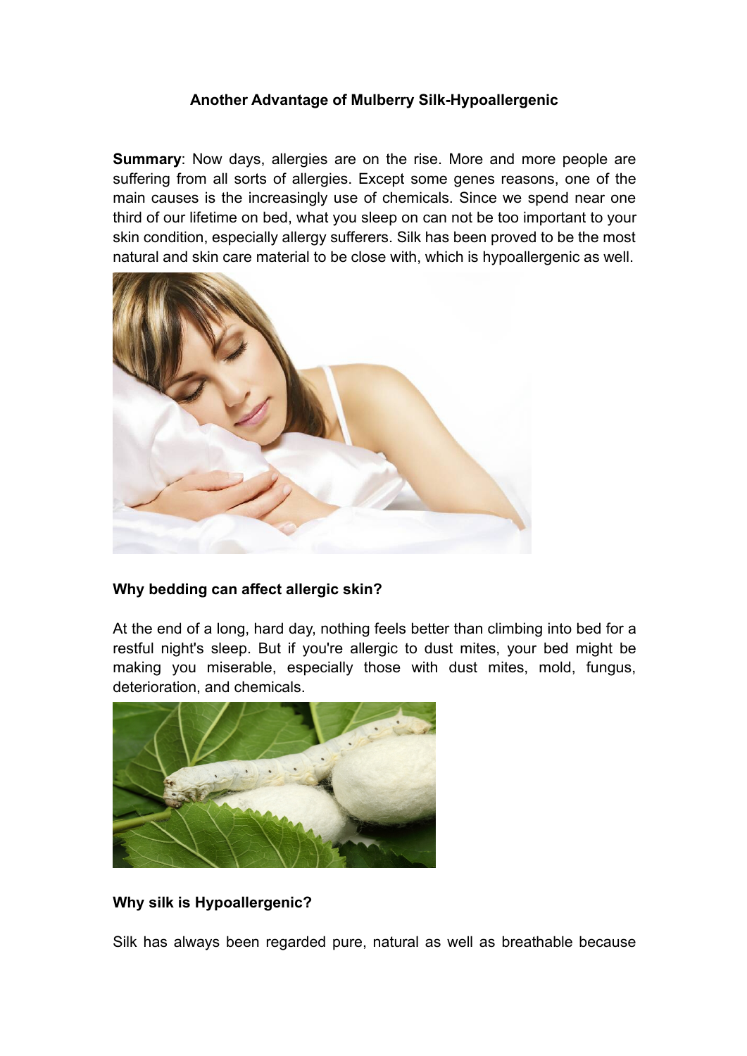**Another Advantage of Mulberry Silk-Hypoallergenic**

**Summary**: Now days, allergies are on the rise. More and more people are suffering from all sorts of allergies. Except some genes reasons, one of the main causes is the increasingly use of chemicals. Since we spend near one third of our lifetime on bed, what you sleep on can not be too important to your skin condition, especially allergy sufferers. Silk has been proved to be the most natural and skin care material to be close with, which is hypoallergenic as well.

**Why bedding can affect allergic skin?**

At the end of a long, hard day, nothing feels better than climbing into bed for a restful night's sleep. But if you're allergic to dust mites, your bed might be making you miserable, especially those with dust mites, mold, fungus, deterioration, and chemicals.

**Why silk is Hypoallergenic?**

Silk has always been regarded pure, natural as well as breathable because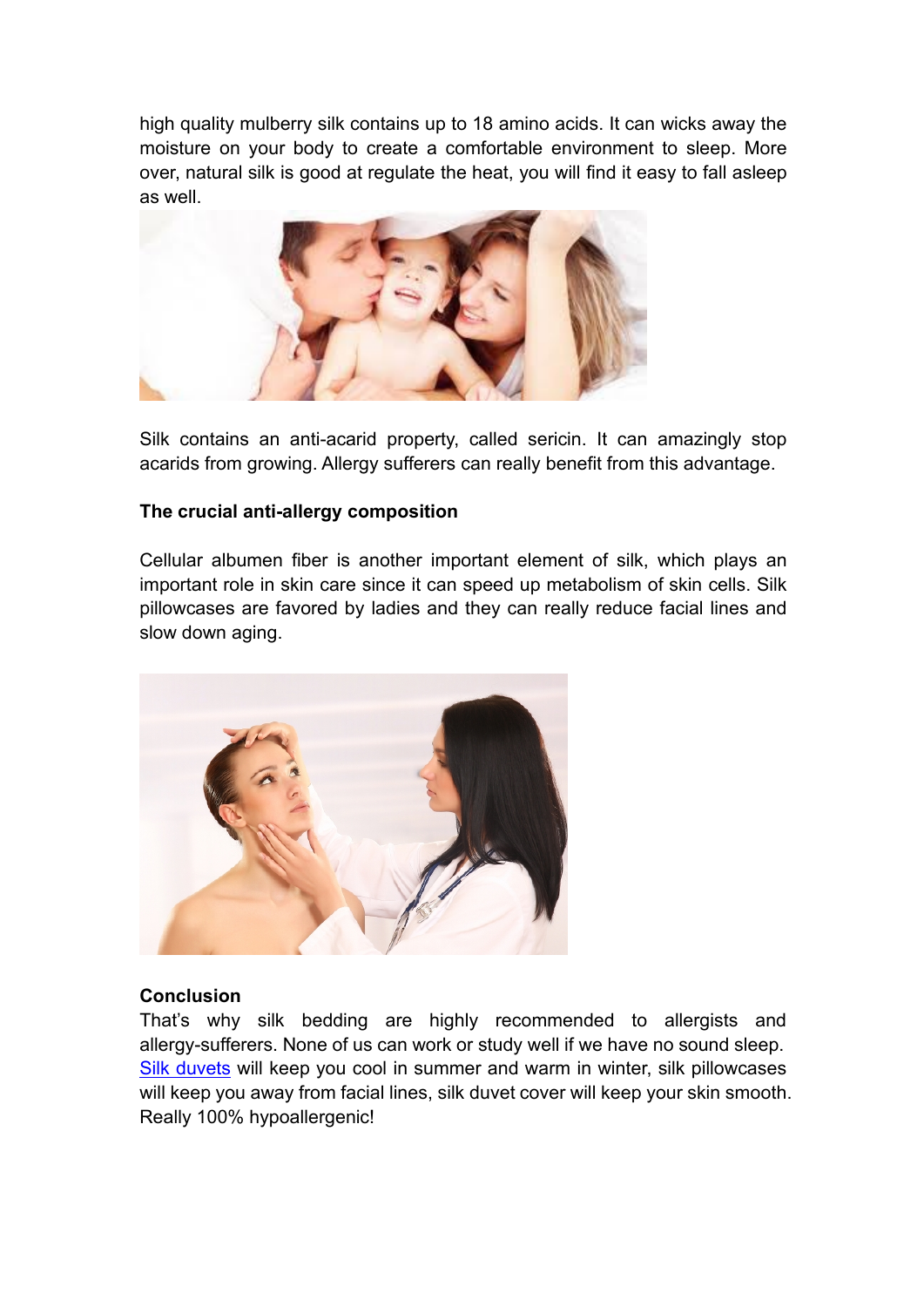high quality mulberry silk contains up to 18 amino acids. It can wicks away the moisture on your body to create a comfortable environment to sleep. More over, natural silk is good at regulate the heat, you will find it easy to fall asleep as well.

Silk contains an anti-acarid property, called sericin. It can amazingly stop acarids from growing. Allergy sufferers can really benefit from this advantage.

**The crucial anti-allergy composition**

Cellular albumen fiber is another important element of silk, which plays an important role in skin care since it can speed up metabolism of skin cells. Silk pillowcases are favored by ladies and they can really reduce facial lines and slow down aging.

**Conclusion**

That's why silk bedding are highly recommended to allergists and allergy-sufferers. None of us can work or study well if we have no sound sleep. Silk duvets will keep you cool in summer and warm in winter, silk pillowcases will keep you away from facial lines, silk duvet cover will keep your skin smooth. Really 100% hypoallergenic!